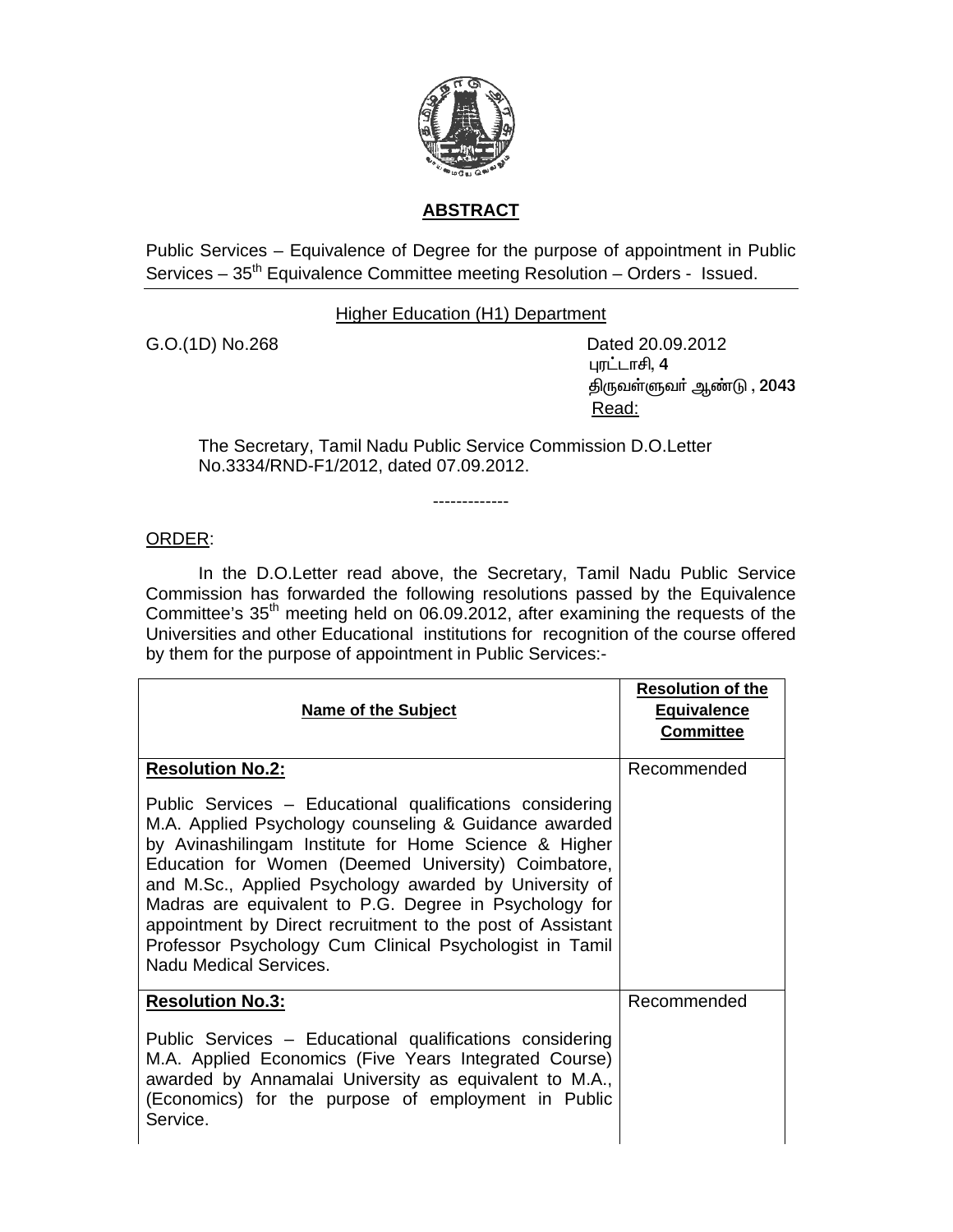## ABSTRACT

Public Services – Equivalence of Degree for the purpose of appointment in Public Services – 35th Equivalence Committee meeting Resolution – Orders - Issued.

Higher Education (H1) Department

G.O.(1D) No.268 Dated 20.09.2012

புரட்டாசி, 4

திருவள்ளுவர் ஆண்டு , 2043

Read:

The Secretary, Tamil Nadu Public Service Commission D.O.Letter No.3334/RND-F1/2012, dated 07.09.2012.

-------------

ORDER:

In the D.O.Letter read above, the Secretary, Tamil Nadu Public Service Commission has forwarded the following resolutions passed by the Equivalence Committee's 35th meeting held on 06.09.2012, after examining the requests of the Universities and other Educational institutions for recognition of the course offered by them for the purpose of appointment in Public Services:-

| **Name of the Subject** | **Resolution of the Equivalence Committee** |
|---|---|
| **Resolution No.2:** Public Services – Educational qualifications considering M.A. Applied Psychology counseling & Guidance awarded by Avinashilingam Institute for Home Science & Higher Education for Women (Deemed University) Coimbatore, and M.Sc., Applied Psychology awarded by University of Madras are equivalent to P.G. Degree in Psychology for appointment by Direct recruitment to the post of Assistant Professor Psychology Cum Clinical Psychologist in Tamil Nadu Medical Services. | Recommended |
| **Resolution No.3:** Public Services – Educational qualifications considering M.A. Applied Economics (Five Years Integrated Course) awarded by Annamalai University as equivalent to M.A., (Economics) for the purpose of employment in Public Service. | Recommended |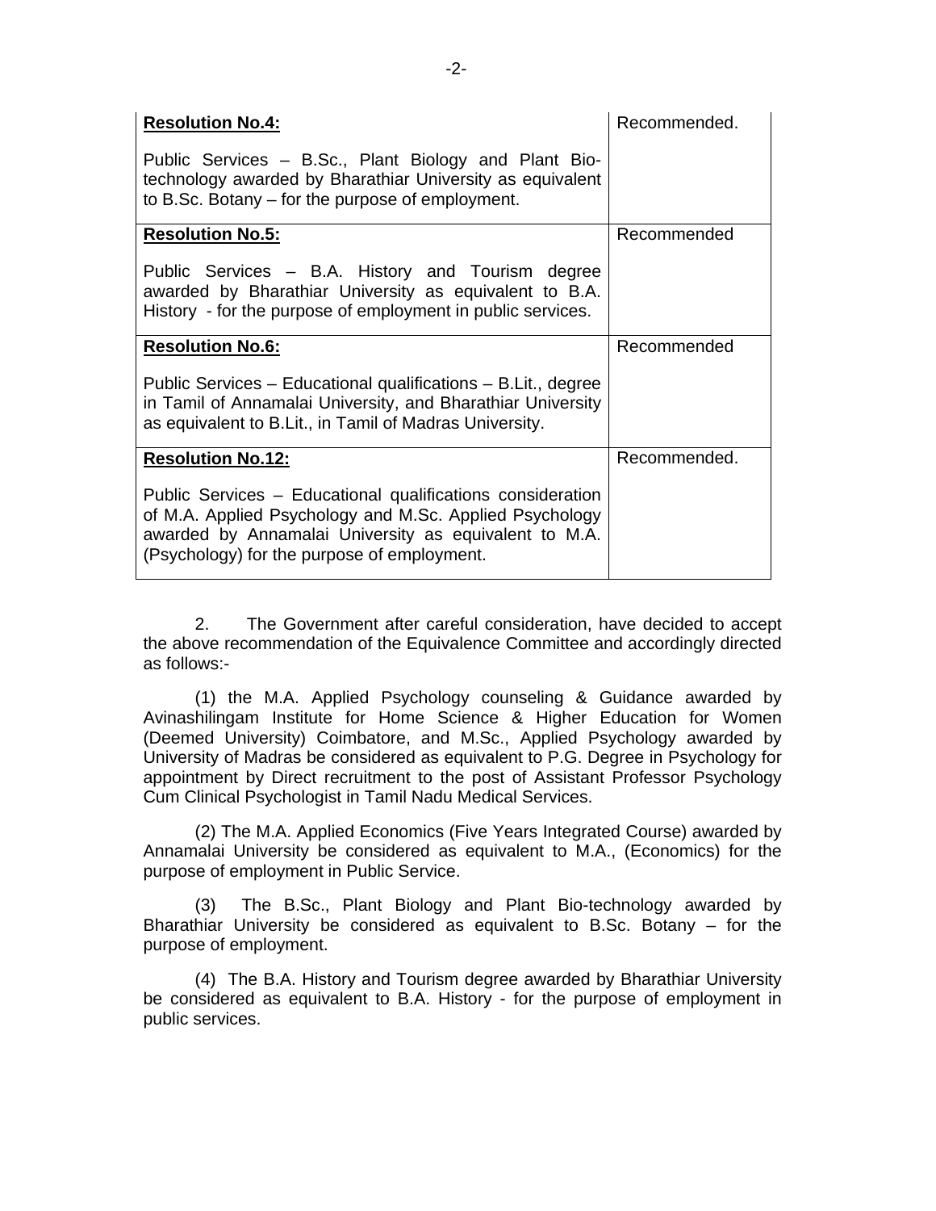| | |
|---|---|
| **Resolution No.4:**<br><br>Public Services – B.Sc., Plant Biology and Plant Bio-technology awarded by Bharathiar University as equivalent to B.Sc. Botany – for the purpose of employment. | Recommended. |
| **Resolution No.5:**<br><br>Public Services – B.A. History and Tourism degree awarded by Bharathiar University as equivalent to B.A. History - for the purpose of employment in public services. | Recommended |
| **Resolution No.6:**<br><br>Public Services – Educational qualifications – B.Lit., degree in Tamil of Annamalai University, and Bharathiar University as equivalent to B.Lit., in Tamil of Madras University. | Recommended |
| **Resolution No.12:**<br><br>Public Services – Educational qualifications consideration of M.A. Applied Psychology and M.Sc. Applied Psychology awarded by Annamalai University as equivalent to M.A. (Psychology) for the purpose of employment. | Recommended. |

2. The Government after careful consideration, have decided to accept the above recommendation of the Equivalence Committee and accordingly directed as follows:-

(1) the M.A. Applied Psychology counseling & Guidance awarded by Avinashilingam Institute for Home Science & Higher Education for Women (Deemed University) Coimbatore, and M.Sc., Applied Psychology awarded by University of Madras be considered as equivalent to P.G. Degree in Psychology for appointment by Direct recruitment to the post of Assistant Professor Psychology Cum Clinical Psychologist in Tamil Nadu Medical Services.

(2) The M.A. Applied Economics (Five Years Integrated Course) awarded by Annamalai University be considered as equivalent to M.A., (Economics) for the purpose of employment in Public Service.

(3) The B.Sc., Plant Biology and Plant Bio-technology awarded by Bharathiar University be considered as equivalent to B.Sc. Botany – for the purpose of employment.

(4) The B.A. History and Tourism degree awarded by Bharathiar University be considered as equivalent to B.A. History - for the purpose of employment in public services.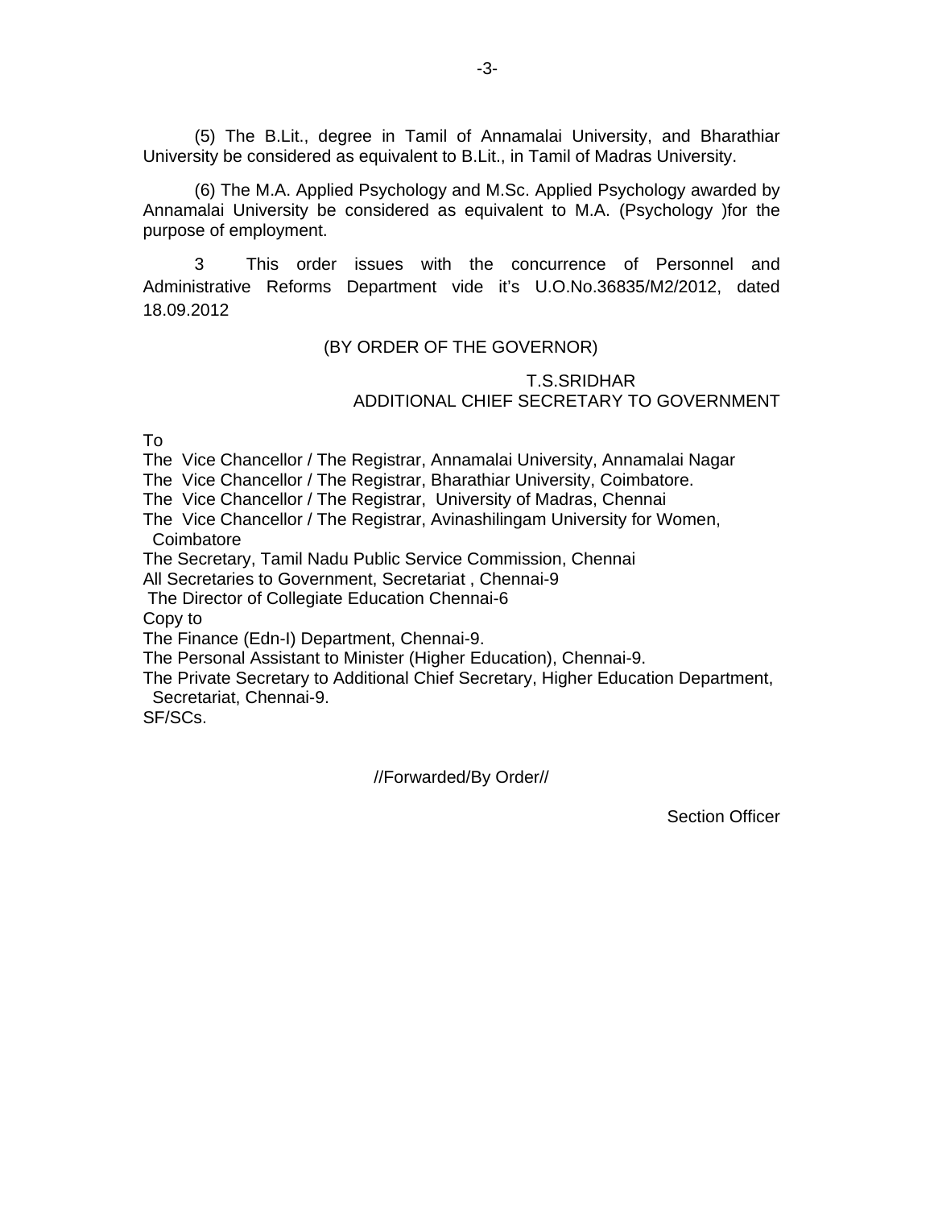(5) The B.Lit., degree in Tamil of Annamalai University, and Bharathiar University be considered as equivalent to B.Lit., in Tamil of Madras University.

(6) The M.A. Applied Psychology and M.Sc. Applied Psychology awarded by Annamalai University be considered as equivalent to M.A. (Psychology )for the purpose of employment.

3 This order issues with the concurrence of Personnel and Administrative Reforms Department vide it's U.O.No.36835/M2/2012, dated 18.09.2012

(BY ORDER OF THE GOVERNOR)

T.S.SRIDHAR
ADDITIONAL CHIEF SECRETARY TO GOVERNMENT

To
The Vice Chancellor / The Registrar, Annamalai University, Annamalai Nagar
The Vice Chancellor / The Registrar, Bharathiar University, Coimbatore.
The Vice Chancellor / The Registrar, University of Madras, Chennai
The Vice Chancellor / The Registrar, Avinashilingam University for Women, Coimbatore
The Secretary, Tamil Nadu Public Service Commission, Chennai
All Secretaries to Government, Secretariat , Chennai-9
The Director of Collegiate Education Chennai-6
Copy to
The Finance (Edn-I) Department, Chennai-9.
The Personal Assistant to Minister (Higher Education), Chennai-9.
The Private Secretary to Additional Chief Secretary, Higher Education Department, Secretariat, Chennai-9.
SF/SCs.

//Forwarded/By Order//

Section Officer